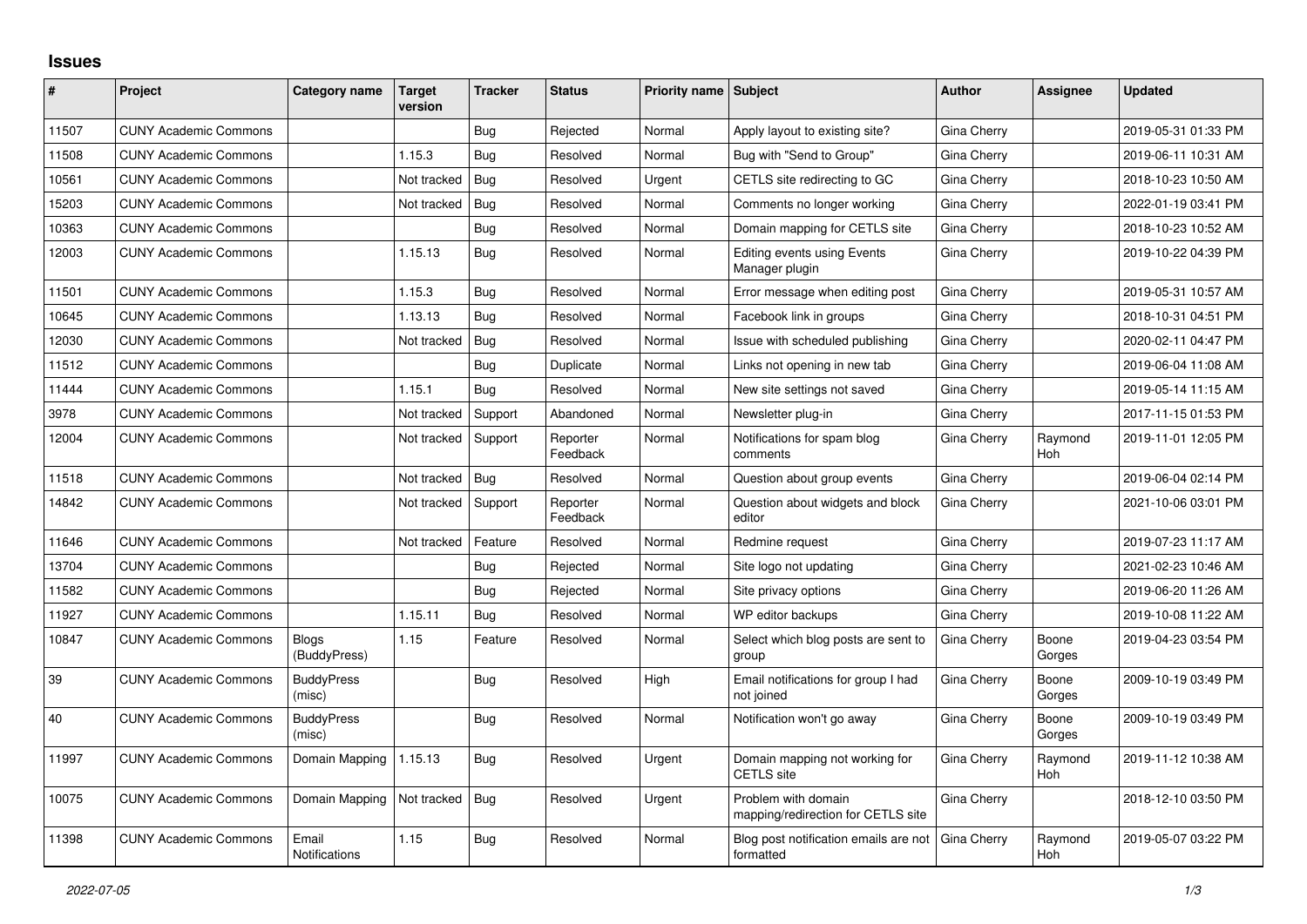# Issues

| # | Project | Category name | Target version | Tracker | Status | Priority name | Subject | Author | Assignee | Updated |
|---|---|---|---|---|---|---|---|---|---|---|
| 11507 | CUNY Academic Commons | | | Bug | Rejected | Normal | Apply layout to existing site? | Gina Cherry | | 2019-05-31 01:33 PM |
| 11508 | CUNY Academic Commons | | 1.15.3 | Bug | Resolved | Normal | Bug with "Send to Group" | Gina Cherry | | 2019-06-11 10:31 AM |
| 10561 | CUNY Academic Commons | | Not tracked | Bug | Resolved | Urgent | CETLS site redirecting to GC | Gina Cherry | | 2018-10-23 10:50 AM |
| 15203 | CUNY Academic Commons | | Not tracked | Bug | Resolved | Normal | Comments no longer working | Gina Cherry | | 2022-01-19 03:41 PM |
| 10363 | CUNY Academic Commons | | | Bug | Resolved | Normal | Domain mapping for CETLS site | Gina Cherry | | 2018-10-23 10:52 AM |
| 12003 | CUNY Academic Commons | | 1.15.13 | Bug | Resolved | Normal | Editing events using Events Manager plugin | Gina Cherry | | 2019-10-22 04:39 PM |
| 11501 | CUNY Academic Commons | | 1.15.3 | Bug | Resolved | Normal | Error message when editing post | Gina Cherry | | 2019-05-31 10:57 AM |
| 10645 | CUNY Academic Commons | | 1.13.13 | Bug | Resolved | Normal | Facebook link in groups | Gina Cherry | | 2018-10-31 04:51 PM |
| 12030 | CUNY Academic Commons | | Not tracked | Bug | Resolved | Normal | Issue with scheduled publishing | Gina Cherry | | 2020-02-11 04:47 PM |
| 11512 | CUNY Academic Commons | | | Bug | Duplicate | Normal | Links not opening in new tab | Gina Cherry | | 2019-06-04 11:08 AM |
| 11444 | CUNY Academic Commons | | 1.15.1 | Bug | Resolved | Normal | New site settings not saved | Gina Cherry | | 2019-05-14 11:15 AM |
| 3978 | CUNY Academic Commons | | Not tracked | Support | Abandoned | Normal | Newsletter plug-in | Gina Cherry | | 2017-11-15 01:53 PM |
| 12004 | CUNY Academic Commons | | Not tracked | Support | Reporter Feedback | Normal | Notifications for spam blog comments | Gina Cherry | Raymond Hoh | 2019-11-01 12:05 PM |
| 11518 | CUNY Academic Commons | | Not tracked | Bug | Resolved | Normal | Question about group events | Gina Cherry | | 2019-06-04 02:14 PM |
| 14842 | CUNY Academic Commons | | Not tracked | Support | Reporter Feedback | Normal | Question about widgets and block editor | Gina Cherry | | 2021-10-06 03:01 PM |
| 11646 | CUNY Academic Commons | | Not tracked | Feature | Resolved | Normal | Redmine request | Gina Cherry | | 2019-07-23 11:17 AM |
| 13704 | CUNY Academic Commons | | | Bug | Rejected | Normal | Site logo not updating | Gina Cherry | | 2021-02-23 10:46 AM |
| 11582 | CUNY Academic Commons | | | Bug | Rejected | Normal | Site privacy options | Gina Cherry | | 2019-06-20 11:26 AM |
| 11927 | CUNY Academic Commons | | 1.15.11 | Bug | Resolved | Normal | WP editor backups | Gina Cherry | | 2019-10-08 11:22 AM |
| 10847 | CUNY Academic Commons | Blogs (BuddyPress) | 1.15 | Feature | Resolved | Normal | Select which blog posts are sent to group | Gina Cherry | Boone Gorges | 2019-04-23 03:54 PM |
| 39 | CUNY Academic Commons | BuddyPress (misc) | | Bug | Resolved | High | Email notifications for group I had not joined | Gina Cherry | Boone Gorges | 2009-10-19 03:49 PM |
| 40 | CUNY Academic Commons | BuddyPress (misc) | | Bug | Resolved | Normal | Notification won't go away | Gina Cherry | Boone Gorges | 2009-10-19 03:49 PM |
| 11997 | CUNY Academic Commons | Domain Mapping | 1.15.13 | Bug | Resolved | Urgent | Domain mapping not working for CETLS site | Gina Cherry | Raymond Hoh | 2019-11-12 10:38 AM |
| 10075 | CUNY Academic Commons | Domain Mapping | Not tracked | Bug | Resolved | Urgent | Problem with domain mapping/redirection for CETLS site | Gina Cherry | | 2018-12-10 03:50 PM |
| 11398 | CUNY Academic Commons | Email Notifications | 1.15 | Bug | Resolved | Normal | Blog post notification emails are not formatted | Gina Cherry | Raymond Hoh | 2019-05-07 03:22 PM |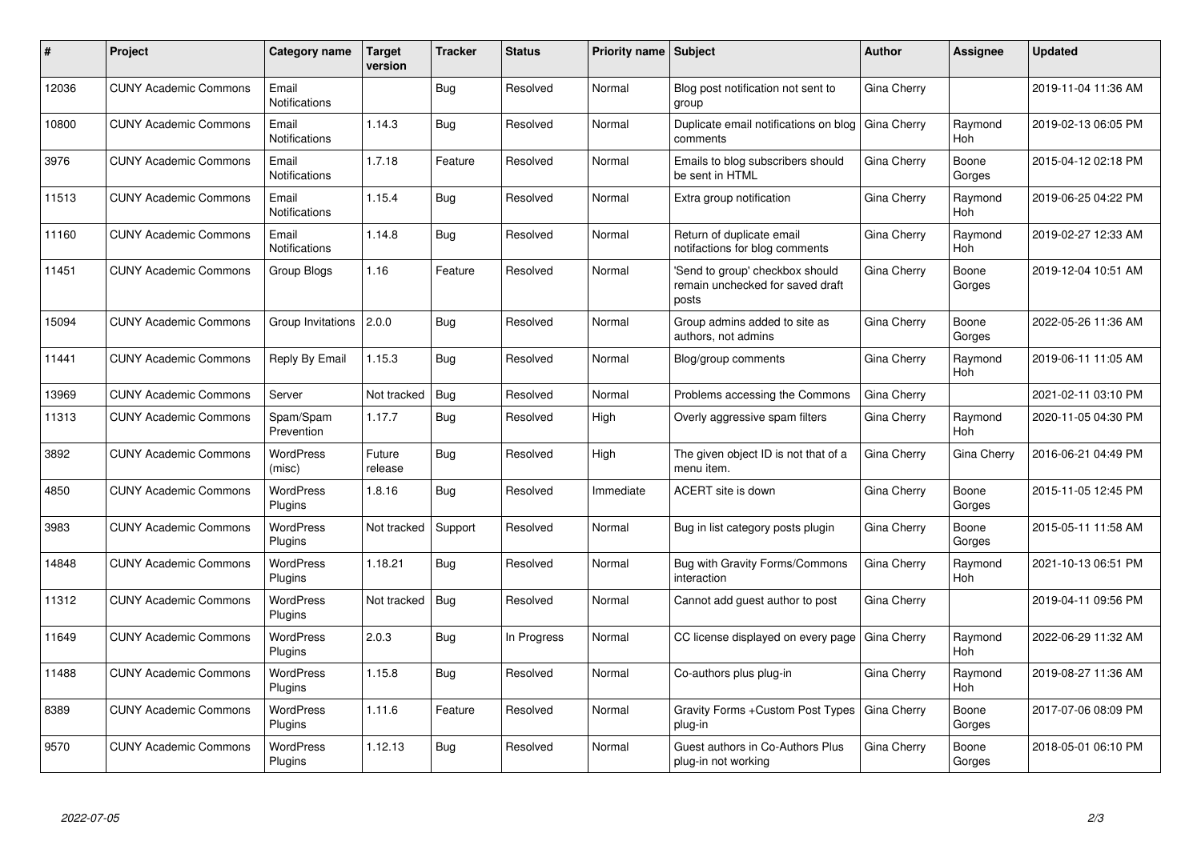| # | Project | Category name | Target version | Tracker | Status | Priority name | Subject | Author | Assignee | Updated |
|---|---|---|---|---|---|---|---|---|---|---|
| 12036 | CUNY Academic Commons | Email Notifications | | Bug | Resolved | Normal | Blog post notification not sent to group | Gina Cherry | | 2019-11-04 11:36 AM |
| 10800 | CUNY Academic Commons | Email Notifications | 1.14.3 | Bug | Resolved | Normal | Duplicate email notifications on blog comments | Gina Cherry | Raymond Hoh | 2019-02-13 06:05 PM |
| 3976 | CUNY Academic Commons | Email Notifications | 1.7.18 | Feature | Resolved | Normal | Emails to blog subscribers should be sent in HTML | Gina Cherry | Boone Gorges | 2015-04-12 02:18 PM |
| 11513 | CUNY Academic Commons | Email Notifications | 1.15.4 | Bug | Resolved | Normal | Extra group notification | Gina Cherry | Raymond Hoh | 2019-06-25 04:22 PM |
| 11160 | CUNY Academic Commons | Email Notifications | 1.14.8 | Bug | Resolved | Normal | Return of duplicate email notifactions for blog comments | Gina Cherry | Raymond Hoh | 2019-02-27 12:33 AM |
| 11451 | CUNY Academic Commons | Group Blogs | 1.16 | Feature | Resolved | Normal | 'Send to group' checkbox should remain unchecked for saved draft posts | Gina Cherry | Boone Gorges | 2019-12-04 10:51 AM |
| 15094 | CUNY Academic Commons | Group Invitations | 2.0.0 | Bug | Resolved | Normal | Group admins added to site as authors, not admins | Gina Cherry | Boone Gorges | 2022-05-26 11:36 AM |
| 11441 | CUNY Academic Commons | Reply By Email | 1.15.3 | Bug | Resolved | Normal | Blog/group comments | Gina Cherry | Raymond Hoh | 2019-06-11 11:05 AM |
| 13969 | CUNY Academic Commons | Server | Not tracked | Bug | Resolved | Normal | Problems accessing the Commons | Gina Cherry | | 2021-02-11 03:10 PM |
| 11313 | CUNY Academic Commons | Spam/Spam Prevention | 1.17.7 | Bug | Resolved | High | Overly aggressive spam filters | Gina Cherry | Raymond Hoh | 2020-11-05 04:30 PM |
| 3892 | CUNY Academic Commons | WordPress (misc) | Future release | Bug | Resolved | High | The given object ID is not that of a menu item. | Gina Cherry | Gina Cherry | 2016-06-21 04:49 PM |
| 4850 | CUNY Academic Commons | WordPress Plugins | 1.8.16 | Bug | Resolved | Immediate | ACERT site is down | Gina Cherry | Boone Gorges | 2015-11-05 12:45 PM |
| 3983 | CUNY Academic Commons | WordPress Plugins | Not tracked | Support | Resolved | Normal | Bug in list category posts plugin | Gina Cherry | Boone Gorges | 2015-05-11 11:58 AM |
| 14848 | CUNY Academic Commons | WordPress Plugins | 1.18.21 | Bug | Resolved | Normal | Bug with Gravity Forms/Commons interaction | Gina Cherry | Raymond Hoh | 2021-10-13 06:51 PM |
| 11312 | CUNY Academic Commons | WordPress Plugins | Not tracked | Bug | Resolved | Normal | Cannot add guest author to post | Gina Cherry | | 2019-04-11 09:56 PM |
| 11649 | CUNY Academic Commons | WordPress Plugins | 2.0.3 | Bug | In Progress | Normal | CC license displayed on every page | Gina Cherry | Raymond Hoh | 2022-06-29 11:32 AM |
| 11488 | CUNY Academic Commons | WordPress Plugins | 1.15.8 | Bug | Resolved | Normal | Co-authors plus plug-in | Gina Cherry | Raymond Hoh | 2019-08-27 11:36 AM |
| 8389 | CUNY Academic Commons | WordPress Plugins | 1.11.6 | Feature | Resolved | Normal | Gravity Forms +Custom Post Types plug-in | Gina Cherry | Boone Gorges | 2017-07-06 08:09 PM |
| 9570 | CUNY Academic Commons | WordPress Plugins | 1.12.13 | Bug | Resolved | Normal | Guest authors in Co-Authors Plus plug-in not working | Gina Cherry | Boone Gorges | 2018-05-01 06:10 PM |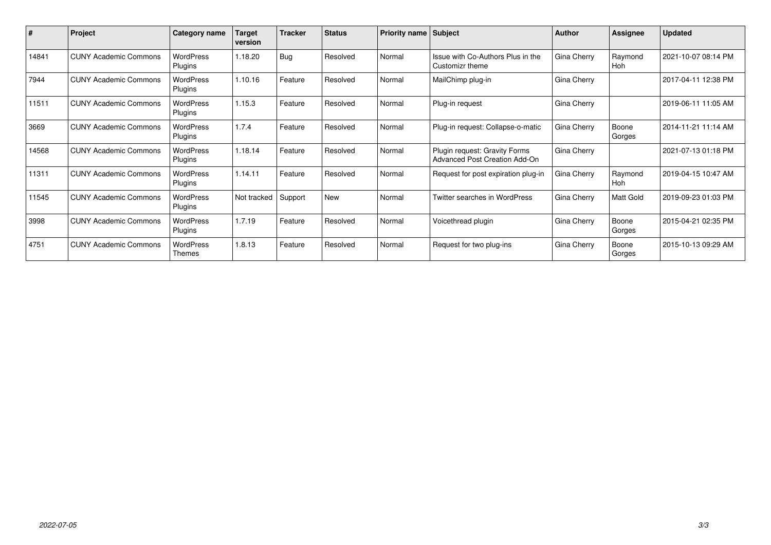| # | Project | Category name | Target version | Tracker | Status | Priority name | Subject | Author | Assignee | Updated |
|---|---|---|---|---|---|---|---|---|---|---|
| 14841 | CUNY Academic Commons | WordPress Plugins | 1.18.20 | Bug | Resolved | Normal | Issue with Co-Authors Plus in the Customizr theme | Gina Cherry | Raymond Hoh | 2021-10-07 08:14 PM |
| 7944 | CUNY Academic Commons | WordPress Plugins | 1.10.16 | Feature | Resolved | Normal | MailChimp plug-in | Gina Cherry | | 2017-04-11 12:38 PM |
| 11511 | CUNY Academic Commons | WordPress Plugins | 1.15.3 | Feature | Resolved | Normal | Plug-in request | Gina Cherry | | 2019-06-11 11:05 AM |
| 3669 | CUNY Academic Commons | WordPress Plugins | 1.7.4 | Feature | Resolved | Normal | Plug-in request: Collapse-o-matic | Gina Cherry | Boone Gorges | 2014-11-21 11:14 AM |
| 14568 | CUNY Academic Commons | WordPress Plugins | 1.18.14 | Feature | Resolved | Normal | Plugin request: Gravity Forms Advanced Post Creation Add-On | Gina Cherry | | 2021-07-13 01:18 PM |
| 11311 | CUNY Academic Commons | WordPress Plugins | 1.14.11 | Feature | Resolved | Normal | Request for post expiration plug-in | Gina Cherry | Raymond Hoh | 2019-04-15 10:47 AM |
| 11545 | CUNY Academic Commons | WordPress Plugins | Not tracked | Support | New | Normal | Twitter searches in WordPress | Gina Cherry | Matt Gold | 2019-09-23 01:03 PM |
| 3998 | CUNY Academic Commons | WordPress Plugins | 1.7.19 | Feature | Resolved | Normal | Voicethread plugin | Gina Cherry | Boone Gorges | 2015-04-21 02:35 PM |
| 4751 | CUNY Academic Commons | WordPress Themes | 1.8.13 | Feature | Resolved | Normal | Request for two plug-ins | Gina Cherry | Boone Gorges | 2015-10-13 09:29 AM |